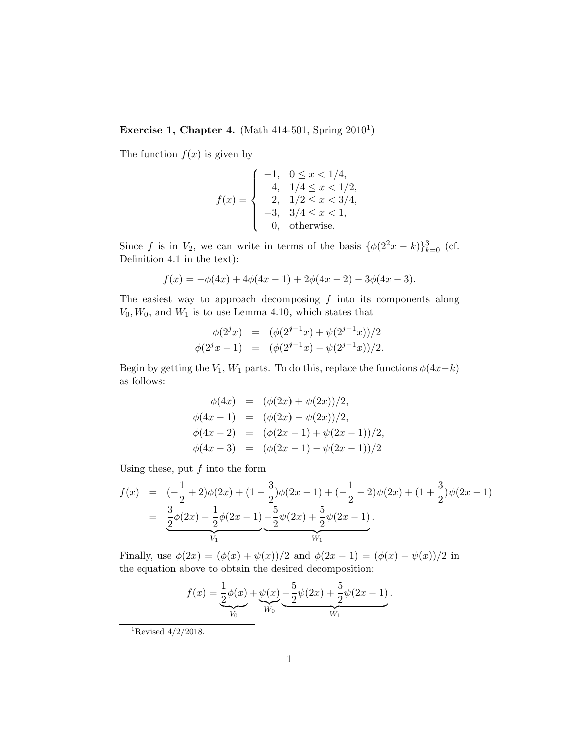**Exercise 1, Chapter 4.** (Math 414-501, Spring 2010[1])

The function $f(x)$ is given by

$$
f(x) = \begin{cases} -1, & 0 \le x < 1/4, \\ 4, & 1/4 \le x < 1/2, \\ 2, & 1/2 \le x < 3/4, \\ -3, & 3/4 \le x < 1, \\ 0, & \text{otherwise.} \end{cases}
$$

Since $f$ is in $V_2$, we can write in terms of the basis $\{\phi(2^2x - k)\}_{k=0}^{3}$ (cf. Definition 4.1 in the text):

$$
f(x) = -\phi(4x) + 4\phi(4x-1) + 2\phi(4x-2) - 3\phi(4x-3).
$$

The easiest way to approach decomposing $f$ into its components along $V_0, W_0$, and $W_1$ is to use Lemma 4.10, which states that

$$
\begin{aligned}
\phi(2^j x) &= (\phi(2^{j-1}x) + \psi(2^{j-1}x))/2 \\
\phi(2^j x - 1) &= (\phi(2^{j-1}x) - \psi(2^{j-1}x))/2.
\end{aligned}
$$

Begin by getting the $V_1$, $W_1$ parts. To do this, replace the functions $\phi(4x-k)$ as follows:

$$
\begin{aligned}
\phi(4x) &= (\phi(2x) + \psi(2x))/2, \\
\phi(4x-1) &= (\phi(2x) - \psi(2x))/2, \\
\phi(4x-2) &= (\phi(2x-1) + \psi(2x-1))/2, \\
\phi(4x-3) &= (\phi(2x-1) - \psi(2x-1))/2
\end{aligned}
$$

Using these, put $f$ into the form

$$
\begin{aligned}
f(x) &= (-\frac{1}{2} + 2)\phi(2x) + (1 - \frac{3}{2})\phi(2x-1) + (-\frac{1}{2} - 2)\psi(2x) + (1 + \frac{3}{2})\psi(2x-1) \\
&= \underbrace{\frac{3}{2}\phi(2x) - \frac{1}{2}\phi(2x-1)}_{V_1} \underbrace{-\frac{5}{2}\psi(2x) + \frac{5}{2}\psi(2x-1)}_{W_1}.
\end{aligned}
$$

Finally, use $\phi(2x) = (\phi(x) + \psi(x))/2$ and $\phi(2x-1) = (\phi(x) - \psi(x))/2$ in the equation above to obtain the desired decomposition:

$$
f(x) = \underbrace{\frac{1}{2}\phi(x)}_{V_0} + \underbrace{\psi(x)}_{W_0} \underbrace{-\frac{5}{2}\psi(2x) + \frac{5}{2}\psi(2x-1)}_{W_1}.
$$

[1] Revised 4/2/2018.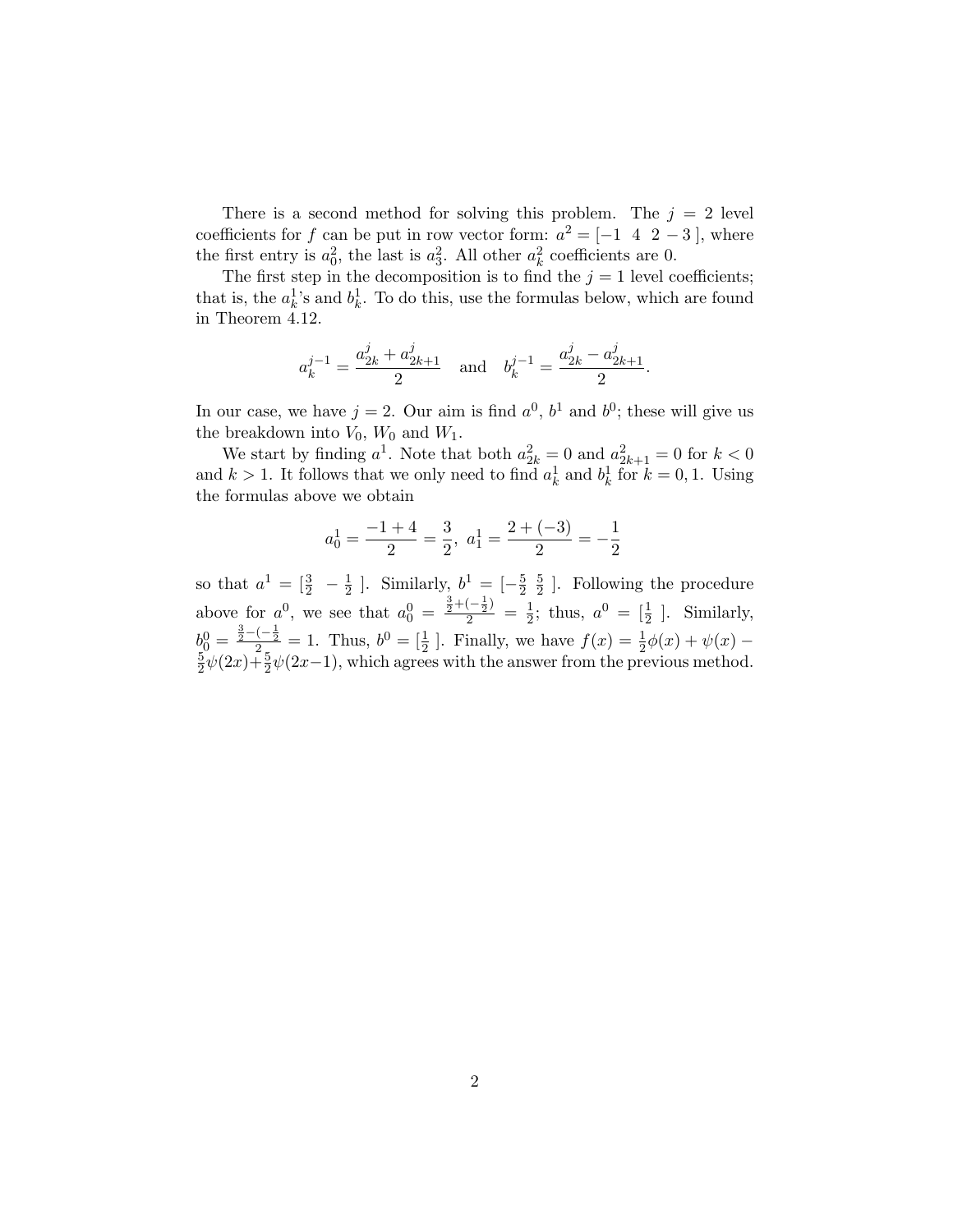There is a second method for solving this problem. The $j = 2$ level coefficients for $f$ can be put in row vector form: $a^2 = [-1 \;\; 4 \;\; 2 \; -3\,]$, where the first entry is $a_0^2$, the last is $a_3^2$. All other $a_k^2$ coefficients are 0.

The first step in the decomposition is to find the $j = 1$ level coefficients; that is, the $a_k^1$'s and $b_k^1$. To do this, use the formulas below, which are found in Theorem 4.12.

$$a_k^{j-1} = \frac{a_{2k}^j + a_{2k+1}^j}{2} \quad \text{and} \quad b_k^{j-1} = \frac{a_{2k}^j - a_{2k+1}^j}{2}.$$

In our case, we have $j = 2$. Our aim is find $a^0$, $b^1$ and $b^0$; these will give us the breakdown into $V_0$, $W_0$ and $W_1$.

We start by finding $a^1$. Note that both $a_{2k}^2 = 0$ and $a_{2k+1}^2 = 0$ for $k < 0$ and $k > 1$. It follows that we only need to find $a_k^1$ and $b_k^1$ for $k = 0, 1$. Using the formulas above we obtain

$$a_0^1 = \frac{-1+4}{2} = \frac{3}{2},\; a_1^1 = \frac{2+(-3)}{2} = -\frac{1}{2}$$

so that $a^1 = [\frac{3}{2} \;\; -\frac{1}{2}\,]$. Similarly, $b^1 = [-\frac{5}{2} \;\; \frac{5}{2}\,]$. Following the procedure above for $a^0$, we see that $a_0^0 = \frac{\frac{3}{2}+(-\frac{1}{2})}{2} = \frac{1}{2}$; thus, $a^0 = [\frac{1}{2}\,]$. Similarly, $b_0^0 = \frac{\frac{3}{2}-(-\frac{1}{2}}{2} = 1$. Thus, $b^0 = [\frac{1}{2}\,]$. Finally, we have $f(x) = \frac{1}{2}\phi(x) + \psi(x) - \frac{5}{2}\psi(2x) + \frac{5}{2}\psi(2x-1)$, which agrees with the answer from the previous method.